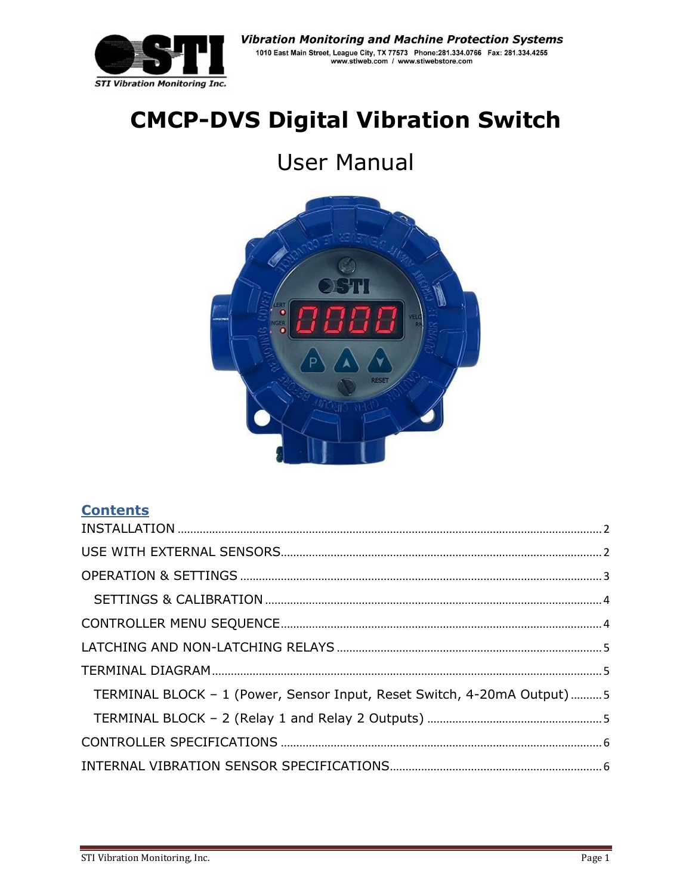**Vibration Monitoring and Machine Protection Systems**

1010 East Main Street, League City, TX 77573 Phone:281.334.0766 Fax: 281.334.4255
www.stiweb.com / www.stiwebstore.com

STI Vibration Monitoring Inc.

# CMCP-DVS Digital Vibration Switch

## User Manual

## Contents

INSTALLATION ........ 2

USE WITH EXTERNAL SENSORS ........ 2

OPERATION & SETTINGS ........ 3

- SETTINGS & CALIBRATION ........ 4

CONTROLLER MENU SEQUENCE ........ 4

LATCHING AND NON-LATCHING RELAYS ........ 5

TERMINAL DIAGRAM ........ 5

- TERMINAL BLOCK – 1 (Power, Sensor Input, Reset Switch, 4-20mA Output) ........ 5
- TERMINAL BLOCK – 2 (Relay 1 and Relay 2 Outputs) ........ 5

CONTROLLER SPECIFICATIONS ........ 6

INTERNAL VIBRATION SENSOR SPECIFICATIONS ........ 6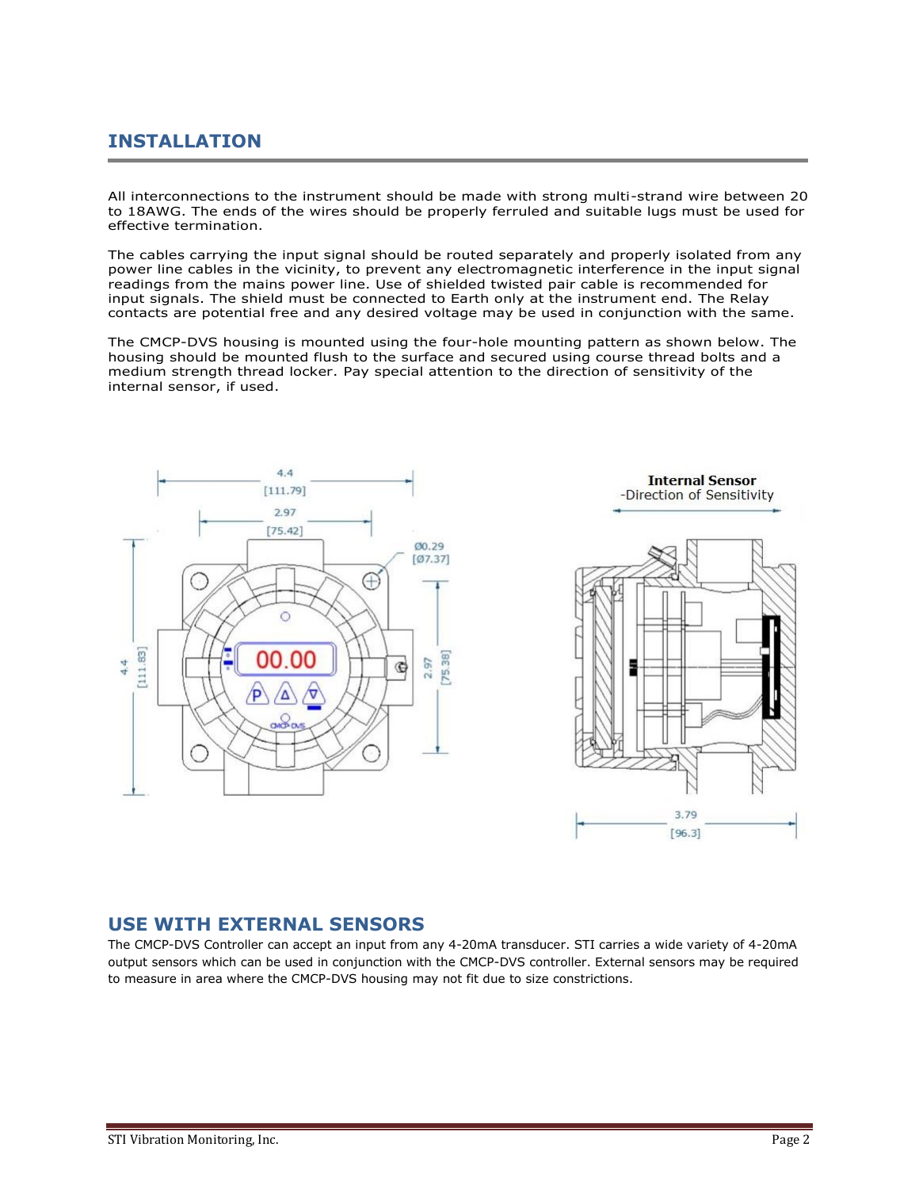## INSTALLATION

All interconnections to the instrument should be made with strong multi-strand wire between 20 to 18AWG. The ends of the wires should be properly ferruled and suitable lugs must be used for effective termination.

The cables carrying the input signal should be routed separately and properly isolated from any power line cables in the vicinity, to prevent any electromagnetic interference in the input signal readings from the mains power line. Use of shielded twisted pair cable is recommended for input signals. The shield must be connected to Earth only at the instrument end. The Relay contacts are potential free and any desired voltage may be used in conjunction with the same.

The CMCP-DVS housing is mounted using the four-hole mounting pattern as shown below. The housing should be mounted flush to the surface and secured using course thread bolts and a medium strength thread locker. Pay special attention to the direction of sensitivity of the internal sensor, if used.

4.4 [111.79]

2.97 [75.42]

Ø0.29 [Ø7.37]

4.4 [111.83]

2.97 [75.38]

Internal Sensor -Direction of Sensitivity

3.79 [96.3]

## USE WITH EXTERNAL SENSORS

The CMCP-DVS Controller can accept an input from any 4-20mA transducer. STI carries a wide variety of 4-20mA output sensors which can be used in conjunction with the CMCP-DVS controller. External sensors may be required to measure in area where the CMCP-DVS housing may not fit due to size constrictions.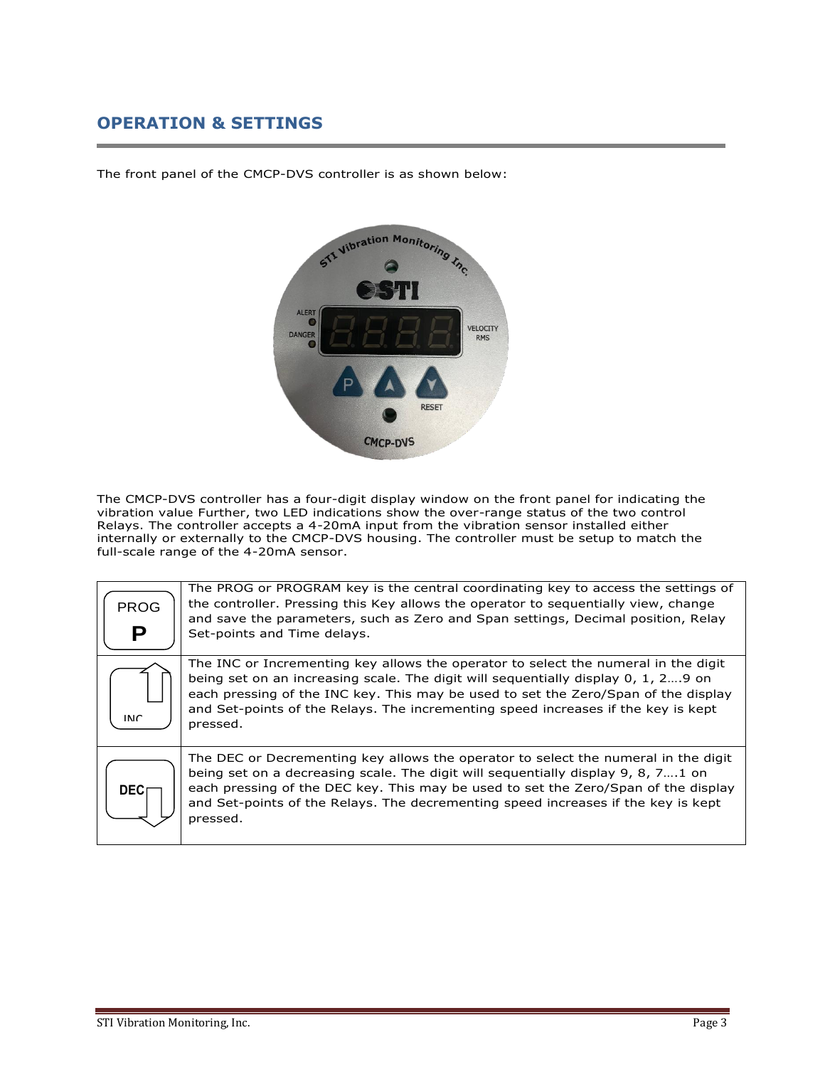## OPERATION & SETTINGS

The front panel of the CMCP-DVS controller is as shown below:

The CMCP-DVS controller has a four-digit display window on the front panel for indicating the vibration value Further, two LED indications show the over-range status of the two control Relays. The controller accepts a 4-20mA input from the vibration sensor installed either internally or externally to the CMCP-DVS housing. The controller must be setup to match the full-scale range of the 4-20mA sensor.

| | |
|---|---|
| PROG **P** | The PROG or PROGRAM key is the central coordinating key to access the settings of the controller. Pressing this Key allows the operator to sequentially view, change and save the parameters, such as Zero and Span settings, Decimal position, Relay Set-points and Time delays. |
| INC | The INC or Incrementing key allows the operator to select the numeral in the digit being set on an increasing scale. The digit will sequentially display 0, 1, 2….9 on each pressing of the INC key. This may be used to set the Zero/Span of the display and Set-points of the Relays. The incrementing speed increases if the key is kept pressed. |
| DEC | The DEC or Decrementing key allows the operator to select the numeral in the digit being set on a decreasing scale. The digit will sequentially display 9, 8, 7….1 on each pressing of the DEC key. This may be used to set the Zero/Span of the display and Set-points of the Relays. The decrementing speed increases if the key is kept pressed. |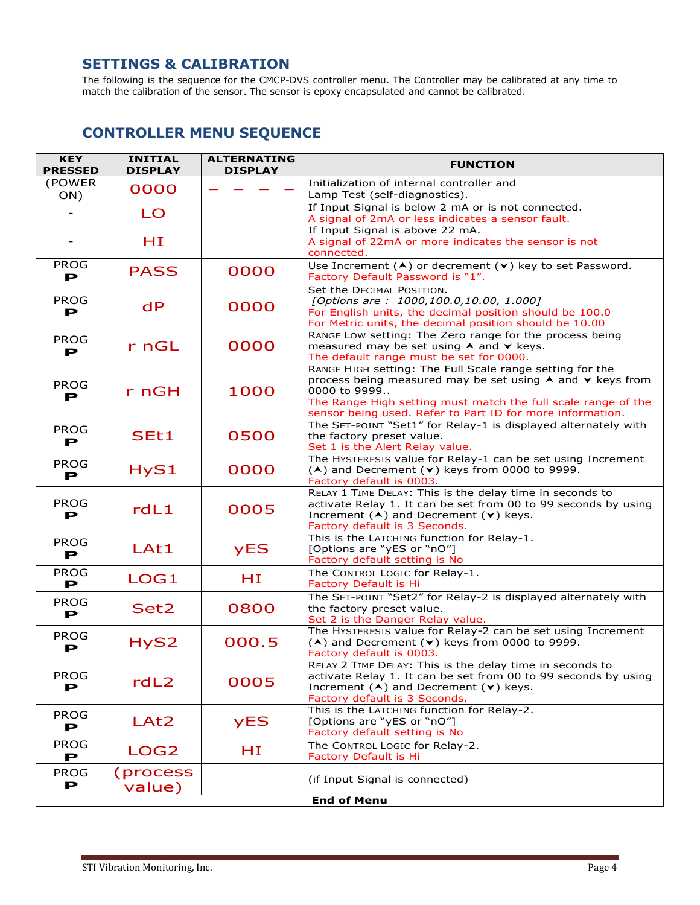## SETTINGS & CALIBRATION

The following is the sequence for the CMCP-DVS controller menu. The Controller may be calibrated at any time to match the calibration of the sensor. The sensor is epoxy encapsulated and cannot be calibrated.

## CONTROLLER MENU SEQUENCE

| KEY PRESSED | INITIAL DISPLAY | ALTERNATING DISPLAY | FUNCTION |
|---|---|---|---|
| (POWER ON) | 0000 | – – – – | Initialization of internal controller and Lamp Test (self-diagnostics). |
| - | LO | | If Input Signal is below 2 mA or is not connected. A signal of 2mA or less indicates a sensor fault. |
| - | HI | | If Input Signal is above 22 mA. A signal of 22mA or more indicates the sensor is not connected. |
| PROG **P** | PASS | 0000 | Use Increment (⮝) or decrement (⮟) key to set Password. Factory Default Password is "1". |
| PROG **P** | dP | 0000 | Set the DECIMAL POSITION. *[Options are : 1000,100.0,10.00, 1.000]* For English units, the decimal position should be 100.0 For Metric units, the decimal position should be 10.00 |
| PROG **P** | r nGL | 0000 | RANGE LOW setting: The Zero range for the process being measured may be set using ⮝ and ⮟ keys. The default range must be set for 0000. |
| PROG **P** | r nGH | 1000 | RANGE HIGH setting: The Full Scale range setting for the process being measured may be set using ⮝ and ⮟ keys from 0000 to 9999.. The Range High setting must match the full scale range of the sensor being used. Refer to Part ID for more information. |
| PROG **P** | SEt1 | 0500 | The SET-POINT "Set1" for Relay-1 is displayed alternately with the factory preset value. Set 1 is the Alert Relay value. |
| PROG **P** | HyS1 | 0000 | The HYSTERESIS value for Relay-1 can be set using Increment (⮝) and Decrement (⮟) keys from 0000 to 9999. Factory default is 0003. |
| PROG **P** | rdL1 | 0005 | RELAY 1 TIME DELAY: This is the delay time in seconds to activate Relay 1. It can be set from 00 to 99 seconds by using Increment (⮝) and Decrement (⮟) keys. Factory default is 3 Seconds. |
| PROG **P** | LAt1 | yES | This is the LATCHING function for Relay-1. [Options are "yES or "nO"] Factory default setting is No |
| PROG **P** | LOG1 | HI | The CONTROL LOGIC for Relay-1. Factory Default is Hi |
| PROG **P** | Set2 | 0800 | The SET-POINT "Set2" for Relay-2 is displayed alternately with the factory preset value. Set 2 is the Danger Relay value. |
| PROG **P** | HyS2 | 000.5 | The HYSTERESIS value for Relay-2 can be set using Increment (⮝) and Decrement (⮟) keys from 0000 to 9999. Factory default is 0003. |
| PROG **P** | rdL2 | 0005 | RELAY 2 TIME DELAY: This is the delay time in seconds to activate Relay 1. It can be set from 00 to 99 seconds by using Increment (⮝) and Decrement (⮟) keys. Factory default is 3 Seconds. |
| PROG **P** | LAt2 | yES | This is the LATCHING function for Relay-2. [Options are "yES or "nO"] Factory default setting is No |
| PROG **P** | LOG2 | HI | The CONTROL LOGIC for Relay-2. Factory Default is Hi |
| PROG **P** | (process value) | | (if Input Signal is connected) |
| | | | **End of Menu** |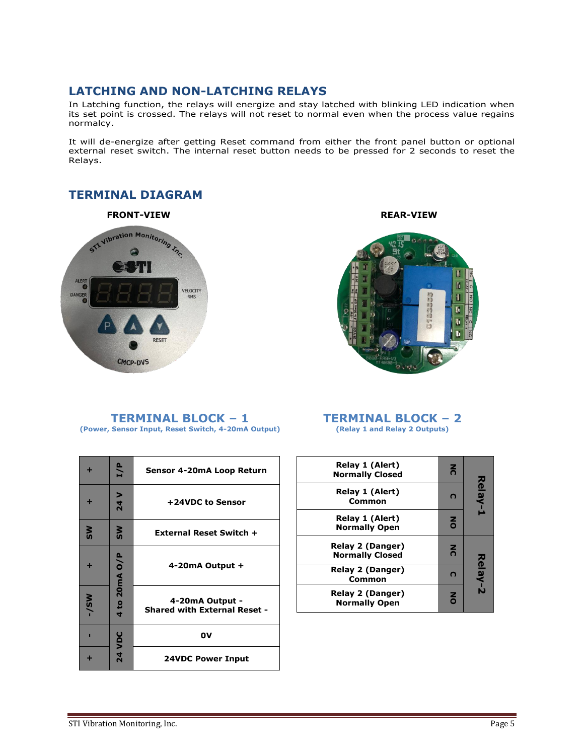## LATCHING AND NON-LATCHING RELAYS

In Latching function, the relays will energize and stay latched with blinking LED indication when its set point is crossed. The relays will not reset to normal even when the process value regains normalcy.

It will de-energize after getting Reset command from either the front panel button or optional external reset switch. The internal reset button needs to be pressed for 2 seconds to reset the Relays.

## TERMINAL DIAGRAM

**FRONT-VIEW**

**REAR-VIEW**

### TERMINAL BLOCK – 1

**(Power, Sensor Input, Reset Switch, 4-20mA Output)**

| | | |
|---|---|---|
| + | I/P | Sensor 4-20mA Loop Return |
| + | 24 V | +24VDC to Sensor |
| SW | SW | External Reset Switch + |
| + | 4 to 20mA O/P | 4-20mA Output + |
| -/SW | | 4-20mA Output - Shared with External Reset - |
| - | 24 VDC | 0V |
| + | | 24VDC Power Input |

### TERMINAL BLOCK – 2

**(Relay 1 and Relay 2 Outputs)**

| | | |
|---|---|---|
| Relay 1 (Alert) Normally Closed | NC | Relay-1 |
| Relay 1 (Alert) Common | C | |
| Relay 1 (Alert) Normally Open | NO | |
| Relay 2 (Danger) Normally Closed | NC | Relay-2 |
| Relay 2 (Danger) Common | C | |
| Relay 2 (Danger) Normally Open | NO | |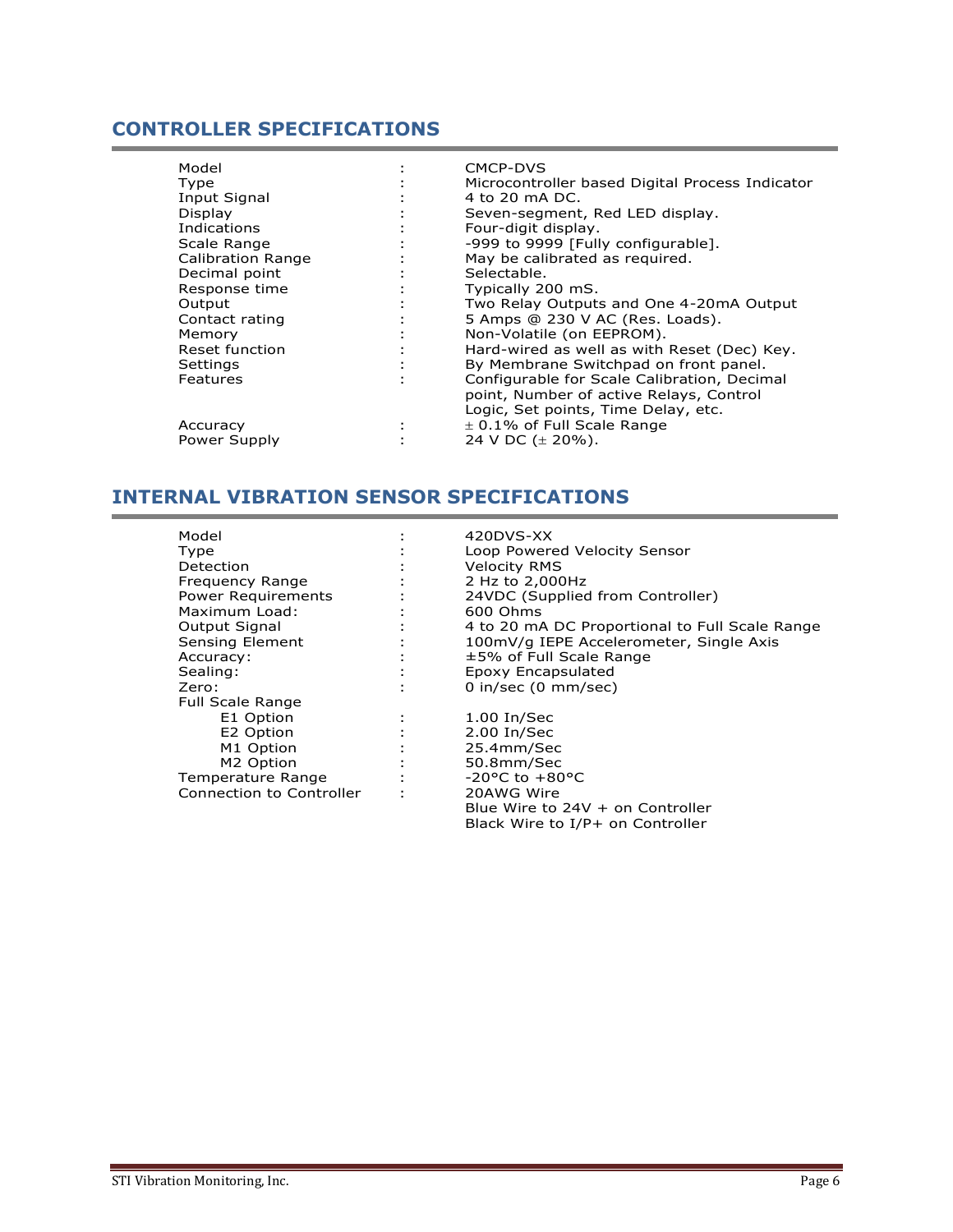## CONTROLLER SPECIFICATIONS

| | | |
|---|---|---|
| Model | : | CMCP-DVS |
| Type | : | Microcontroller based Digital Process Indicator |
| Input Signal | : | 4 to 20 mA DC. |
| Display | : | Seven-segment, Red LED display. |
| Indications | : | Four-digit display. |
| Scale Range | : | -999 to 9999 [Fully configurable]. |
| Calibration Range | : | May be calibrated as required. |
| Decimal point | : | Selectable. |
| Response time | : | Typically 200 mS. |
| Output | : | Two Relay Outputs and One 4-20mA Output |
| Contact rating | : | 5 Amps @ 230 V AC (Res. Loads). |
| Memory | : | Non-Volatile (on EEPROM). |
| Reset function | : | Hard-wired as well as with Reset (Dec) Key. |
| Settings | : | By Membrane Switchpad on front panel. |
| Features | : | Configurable for Scale Calibration, Decimal point, Number of active Relays, Control Logic, Set points, Time Delay, etc. |
| Accuracy | : | ± 0.1% of Full Scale Range |
| Power Supply | : | 24 V DC (± 20%). |

## INTERNAL VIBRATION SENSOR SPECIFICATIONS

| | | |
|---|---|---|
| Model | : | 420DVS-XX |
| Type | : | Loop Powered Velocity Sensor |
| Detection | : | Velocity RMS |
| Frequency Range | : | 2 Hz to 2,000Hz |
| Power Requirements | : | 24VDC (Supplied from Controller) |
| Maximum Load: | : | 600 Ohms |
| Output Signal | : | 4 to 20 mA DC Proportional to Full Scale Range |
| Sensing Element | : | 100mV/g IEPE Accelerometer, Single Axis |
| Accuracy: | : | ±5% of Full Scale Range |
| Sealing: | : | Epoxy Encapsulated |
| Zero: | : | 0 in/sec (0 mm/sec) |
| Full Scale Range | | |
| E1 Option | : | 1.00 In/Sec |
| E2 Option | : | 2.00 In/Sec |
| M1 Option | : | 25.4mm/Sec |
| M2 Option | : | 50.8mm/Sec |
| Temperature Range | : | -20°C to +80°C |
| Connection to Controller | : | 20AWG Wire<br>Blue Wire to 24V + on Controller<br>Black Wire to I/P+ on Controller |